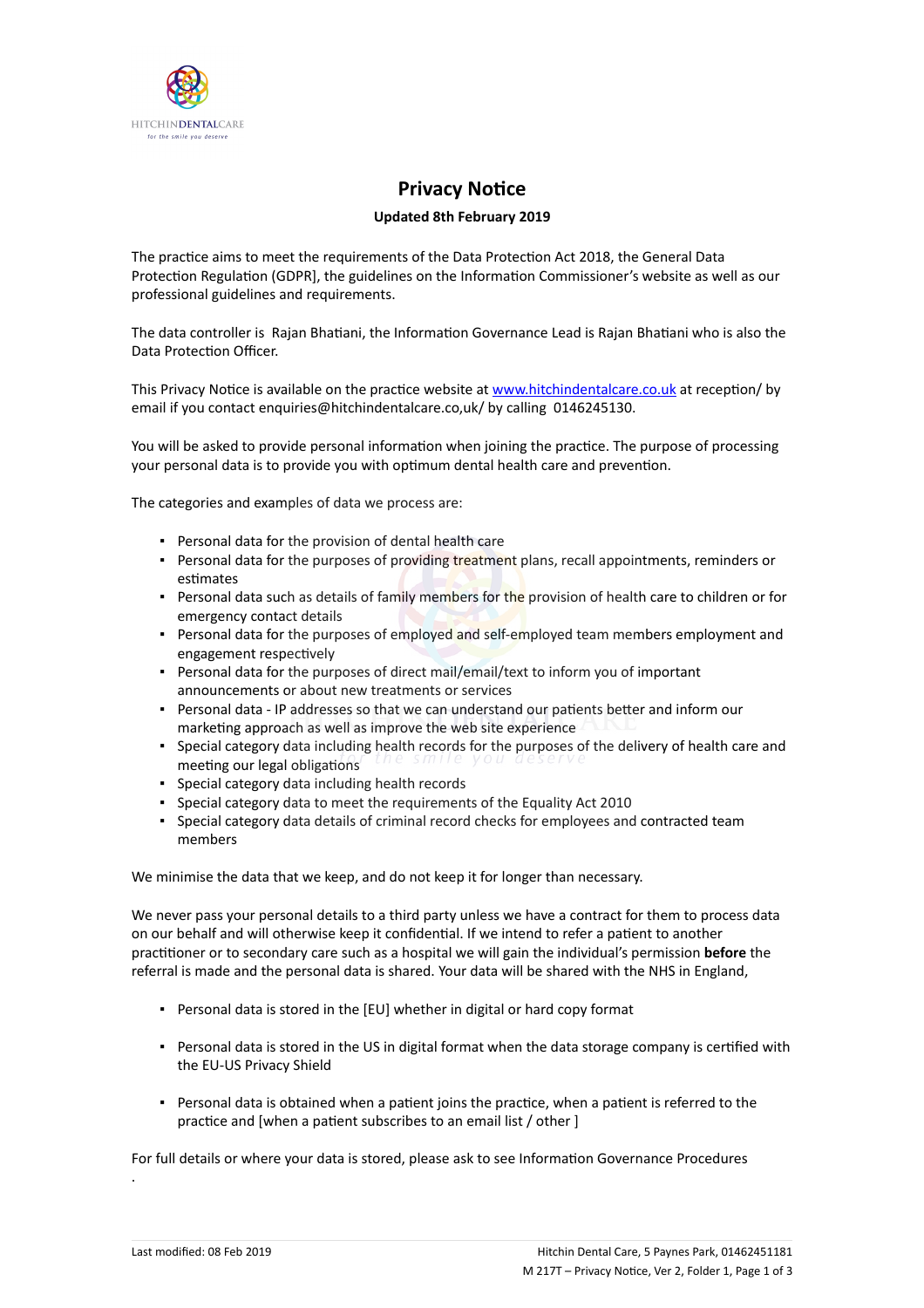# Privacy Notice

**Updated 8th February 2019**

The practice aims to meet the requirements of the Data Protection Act 2018, the General Data Protection Regulation (GDPR], the guidelines on the Information Commissioner's website as well as our professional guidelines and requirements.

The data controller is Rajan Bhatiani, the Information Governance Lead is Rajan Bhatiani who is also the Data Protection Officer.

This Privacy Notice is available on the practice website at www.hitchindentalcare.co.uk at reception/ by email if you contact enquiries@hitchindentalcare.co,uk/ by calling 0146245130.

You will be asked to provide personal information when joining the practice. The purpose of processing your personal data is to provide you with optimum dental health care and prevention.

The categories and examples of data we process are:

- Personal data for the provision of dental health care
- Personal data for the purposes of providing treatment plans, recall appointments, reminders or estimates
- Personal data such as details of family members for the provision of health care to children or for emergency contact details
- Personal data for the purposes of employed and self-employed team members employment and engagement respectively
- Personal data for the purposes of direct mail/email/text to inform you of important announcements or about new treatments or services
- Personal data - IP addresses so that we can understand our patients better and inform our marketing approach as well as improve the web site experience
- Special category data including health records for the purposes of the delivery of health care and meeting our legal obligations
- Special category data including health records
- Special category data to meet the requirements of the Equality Act 2010
- Special category data details of criminal record checks for employees and contracted team members

We minimise the data that we keep, and do not keep it for longer than necessary.

We never pass your personal details to a third party unless we have a contract for them to process data on our behalf and will otherwise keep it confidential. If we intend to refer a patient to another practitioner or to secondary care such as a hospital we will gain the individual's permission **before** the referral is made and the personal data is shared. Your data will be shared with the NHS in England,

- Personal data is stored in the [EU] whether in digital or hard copy format
- Personal data is stored in the US in digital format when the data storage company is certified with the EU-US Privacy Shield
- Personal data is obtained when a patient joins the practice, when a patient is referred to the practice and [when a patient subscribes to an email list / other ]

For full details or where your data is stored, please ask to see Information Governance Procedures

.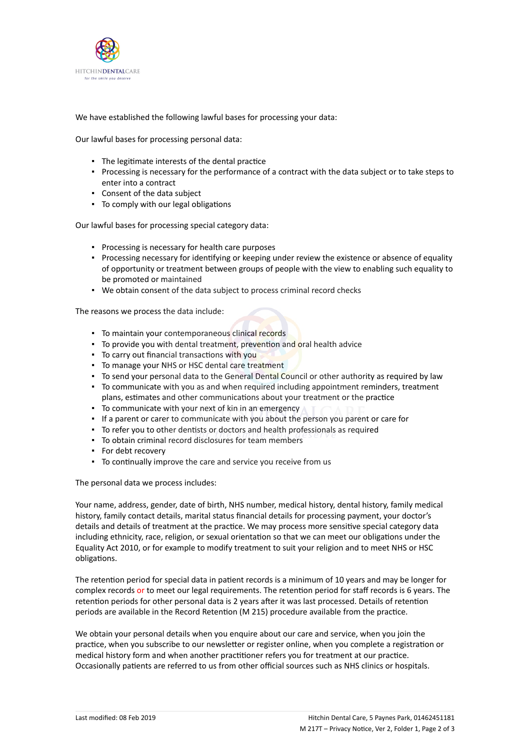We have established the following lawful bases for processing your data:

Our lawful bases for processing personal data:

- The legitimate interests of the dental practice
- Processing is necessary for the performance of a contract with the data subject or to take steps to enter into a contract
- Consent of the data subject
- To comply with our legal obligations

Our lawful bases for processing special category data:

- Processing is necessary for health care purposes
- Processing necessary for identifying or keeping under review the existence or absence of equality of opportunity or treatment between groups of people with the view to enabling such equality to be promoted or maintained
- We obtain consent of the data subject to process criminal record checks

The reasons we process the data include:

- To maintain your contemporaneous clinical records
- To provide you with dental treatment, prevention and oral health advice
- To carry out financial transactions with you
- To manage your NHS or HSC dental care treatment
- To send your personal data to the General Dental Council or other authority as required by law
- To communicate with you as and when required including appointment reminders, treatment plans, estimates and other communications about your treatment or the practice
- To communicate with your next of kin in an emergency
- If a parent or carer to communicate with you about the person you parent or care for
- To refer you to other dentists or doctors and health professionals as required
- To obtain criminal record disclosures for team members
- For debt recovery
- To continually improve the care and service you receive from us

The personal data we process includes:

Your name, address, gender, date of birth, NHS number, medical history, dental history, family medical history, family contact details, marital status financial details for processing payment, your doctor's details and details of treatment at the practice. We may process more sensitive special category data including ethnicity, race, religion, or sexual orientation so that we can meet our obligations under the Equality Act 2010, or for example to modify treatment to suit your religion and to meet NHS or HSC obligations.

The retention period for special data in patient records is a minimum of 10 years and may be longer for complex records or to meet our legal requirements. The retention period for staff records is 6 years. The retention periods for other personal data is 2 years after it was last processed. Details of retention periods are available in the Record Retention (M 215) procedure available from the practice.

We obtain your personal details when you enquire about our care and service, when you join the practice, when you subscribe to our newsletter or register online, when you complete a registration or medical history form and when another practitioner refers you for treatment at our practice. Occasionally patients are referred to us from other official sources such as NHS clinics or hospitals.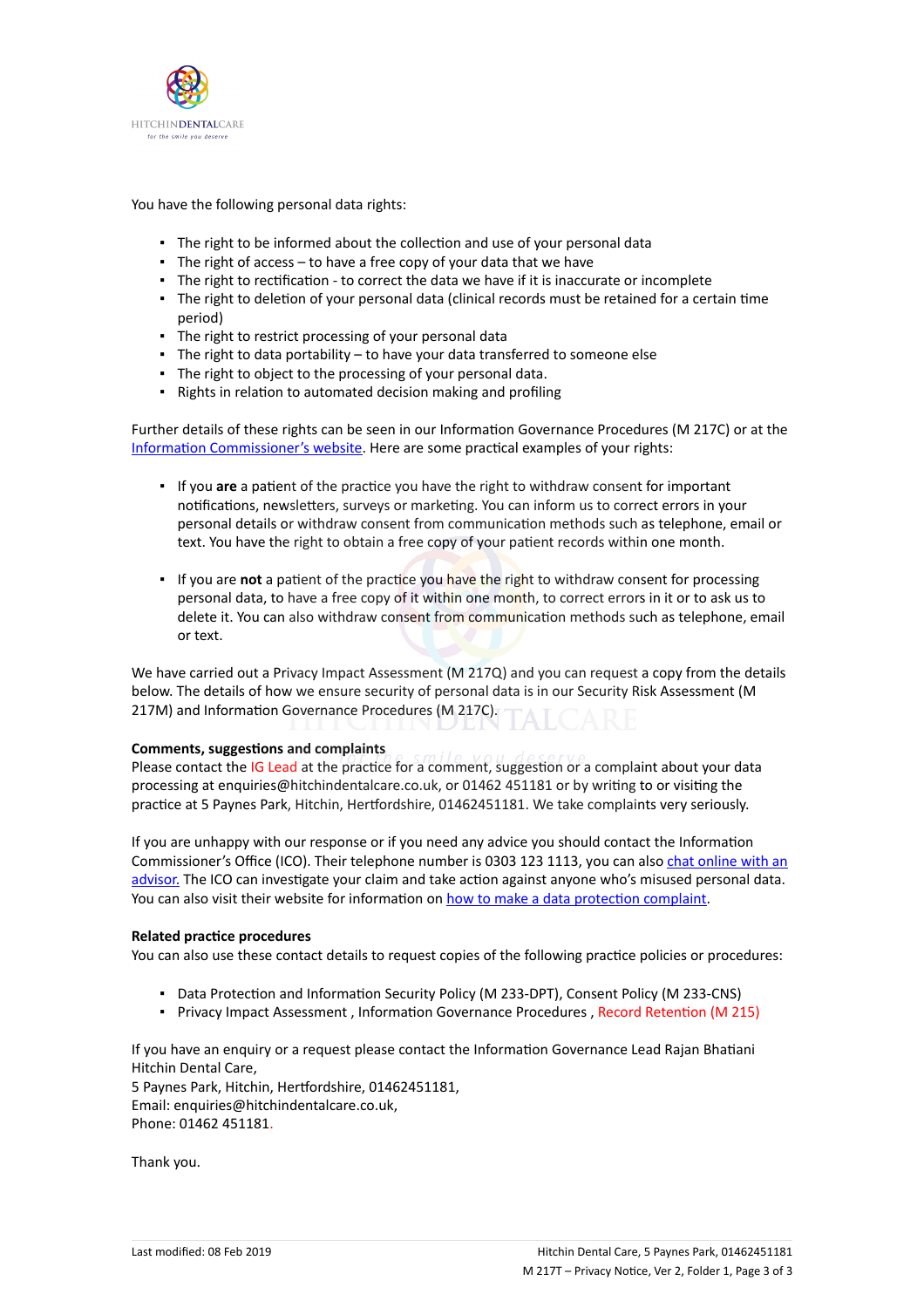You have the following personal data rights:

- The right to be informed about the collection and use of your personal data
- The right of access – to have a free copy of your data that we have
- The right to rectification - to correct the data we have if it is inaccurate or incomplete
- The right to deletion of your personal data (clinical records must be retained for a certain time period)
- The right to restrict processing of your personal data
- The right to data portability – to have your data transferred to someone else
- The right to object to the processing of your personal data.
- Rights in relation to automated decision making and profiling

Further details of these rights can be seen in our Information Governance Procedures (M 217C) or at the Information Commissioner's website. Here are some practical examples of your rights:

- If you **are** a patient of the practice you have the right to withdraw consent for important notifications, newsletters, surveys or marketing. You can inform us to correct errors in your personal details or withdraw consent from communication methods such as telephone, email or text. You have the right to obtain a free copy of your patient records within one month.

- If you are **not** a patient of the practice you have the right to withdraw consent for processing personal data, to have a free copy of it within one month, to correct errors in it or to ask us to delete it. You can also withdraw consent from communication methods such as telephone, email or text.

We have carried out a Privacy Impact Assessment (M 217Q) and you can request a copy from the details below. The details of how we ensure security of personal data is in our Security Risk Assessment (M 217M) and Information Governance Procedures (M 217C).

**Comments, suggestions and complaints**
Please contact the IG Lead at the practice for a comment, suggestion or a complaint about your data processing at enquiries@hitchindentalcare.co.uk, or 01462 451181 or by writing to or visiting the practice at 5 Paynes Park, Hitchin, Hertfordshire, 01462451181. We take complaints very seriously.

If you are unhappy with our response or if you need any advice you should contact the Information Commissioner's Office (ICO). Their telephone number is 0303 123 1113, you can also chat online with an advisor. The ICO can investigate your claim and take action against anyone who's misused personal data. You can also visit their website for information on how to make a data protection complaint.

**Related practice procedures**
You can also use these contact details to request copies of the following practice policies or procedures:

- Data Protection and Information Security Policy (M 233-DPT), Consent Policy (M 233-CNS)
- Privacy Impact Assessment , Information Governance Procedures , Record Retention (M 215)

If you have an enquiry or a request please contact the Information Governance Lead Rajan Bhatiani
Hitchin Dental Care,
5 Paynes Park, Hitchin, Hertfordshire, 01462451181,
Email: enquiries@hitchindentalcare.co.uk,
Phone: 01462 451181.

Thank you.